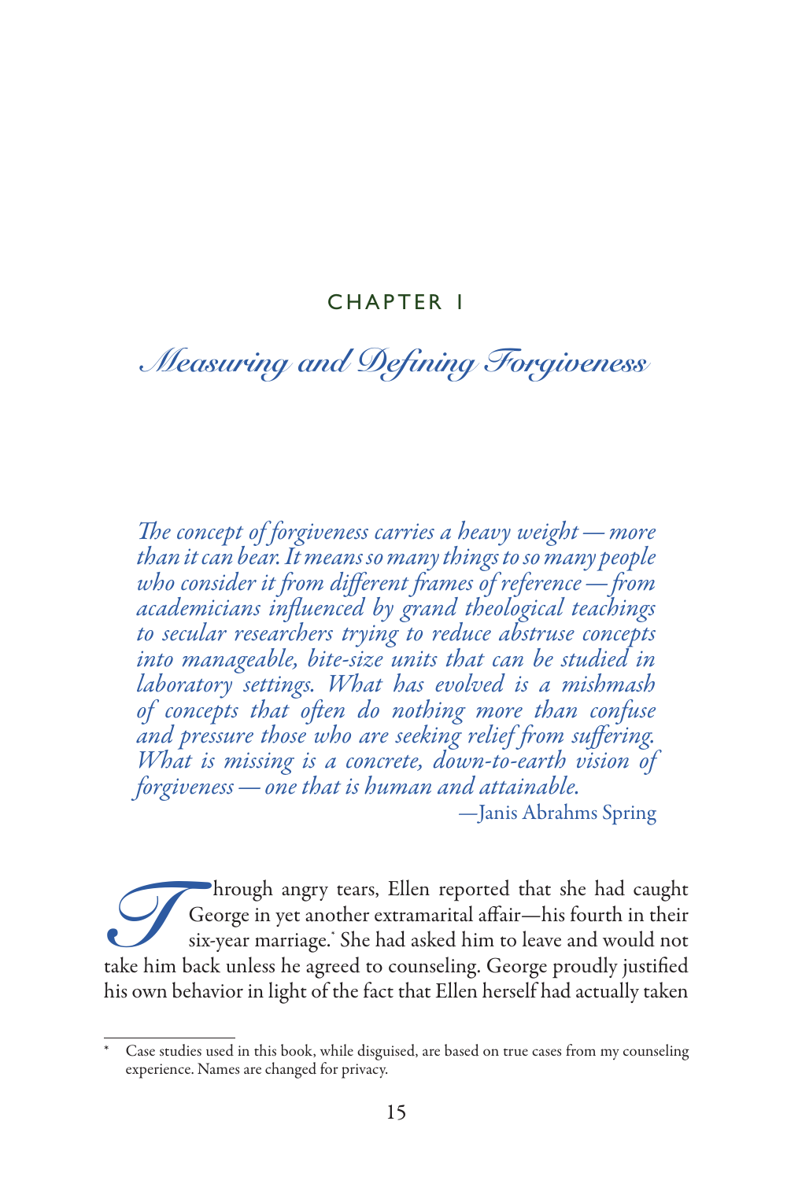CHAPTER 1

# *Measuring and Defining Forgiveness*

> *The concept of forgiveness carries a heavy weight — more than it can bear. It means so many things to so many people who consider it from different frames of reference — from academicians influenced by grand theological teachings to secular researchers trying to reduce abstruse concepts into manageable, bite-size units that can be studied in laboratory settings. What has evolved is a mishmash of concepts that often do nothing more than confuse and pressure those who are seeking relief from suffering. What is missing is a concrete, down-to-earth vision of forgiveness — one that is human and attainable.*
>
> —Janis Abrahms Spring

Through angry tears, Ellen reported that she had caught George in yet another extramarital affair—his fourth in their six-year marriage.* She had asked him to leave and would not take him back unless he agreed to counseling. George proudly justified his own behavior in light of the fact that Ellen herself had actually taken

* Case studies used in this book, while disguised, are based on true cases from my counseling experience. Names are changed for privacy.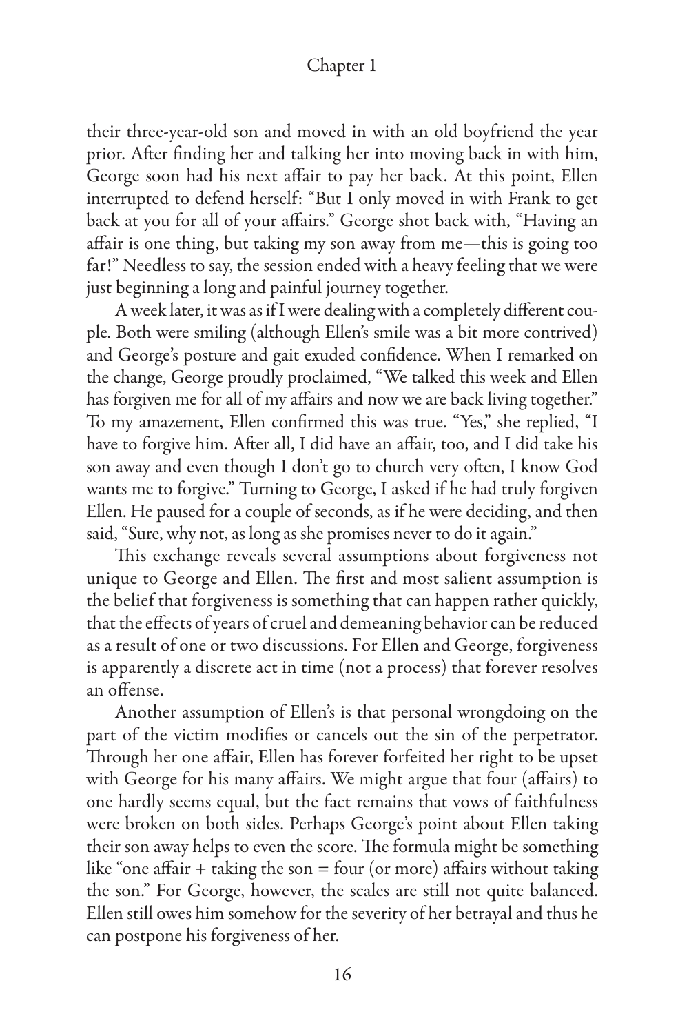their three-year-old son and moved in with an old boyfriend the year prior. After finding her and talking her into moving back in with him, George soon had his next affair to pay her back. At this point, Ellen interrupted to defend herself: "But I only moved in with Frank to get back at you for all of your affairs." George shot back with, "Having an affair is one thing, but taking my son away from me—this is going too far!" Needless to say, the session ended with a heavy feeling that we were just beginning a long and painful journey together.

A week later, it was as if I were dealing with a completely different couple. Both were smiling (although Ellen's smile was a bit more contrived) and George's posture and gait exuded confidence. When I remarked on the change, George proudly proclaimed, "We talked this week and Ellen has forgiven me for all of my affairs and now we are back living together." To my amazement, Ellen confirmed this was true. "Yes," she replied, "I have to forgive him. After all, I did have an affair, too, and I did take his son away and even though I don't go to church very often, I know God wants me to forgive." Turning to George, I asked if he had truly forgiven Ellen. He paused for a couple of seconds, as if he were deciding, and then said, "Sure, why not, as long as she promises never to do it again."

This exchange reveals several assumptions about forgiveness not unique to George and Ellen. The first and most salient assumption is the belief that forgiveness is something that can happen rather quickly, that the effects of years of cruel and demeaning behavior can be reduced as a result of one or two discussions. For Ellen and George, forgiveness is apparently a discrete act in time (not a process) that forever resolves an offense.

Another assumption of Ellen's is that personal wrongdoing on the part of the victim modifies or cancels out the sin of the perpetrator. Through her one affair, Ellen has forever forfeited her right to be upset with George for his many affairs. We might argue that four (affairs) to one hardly seems equal, but the fact remains that vows of faithfulness were broken on both sides. Perhaps George's point about Ellen taking their son away helps to even the score. The formula might be something like "one affair + taking the son = four (or more) affairs without taking the son." For George, however, the scales are still not quite balanced. Ellen still owes him somehow for the severity of her betrayal and thus he can postpone his forgiveness of her.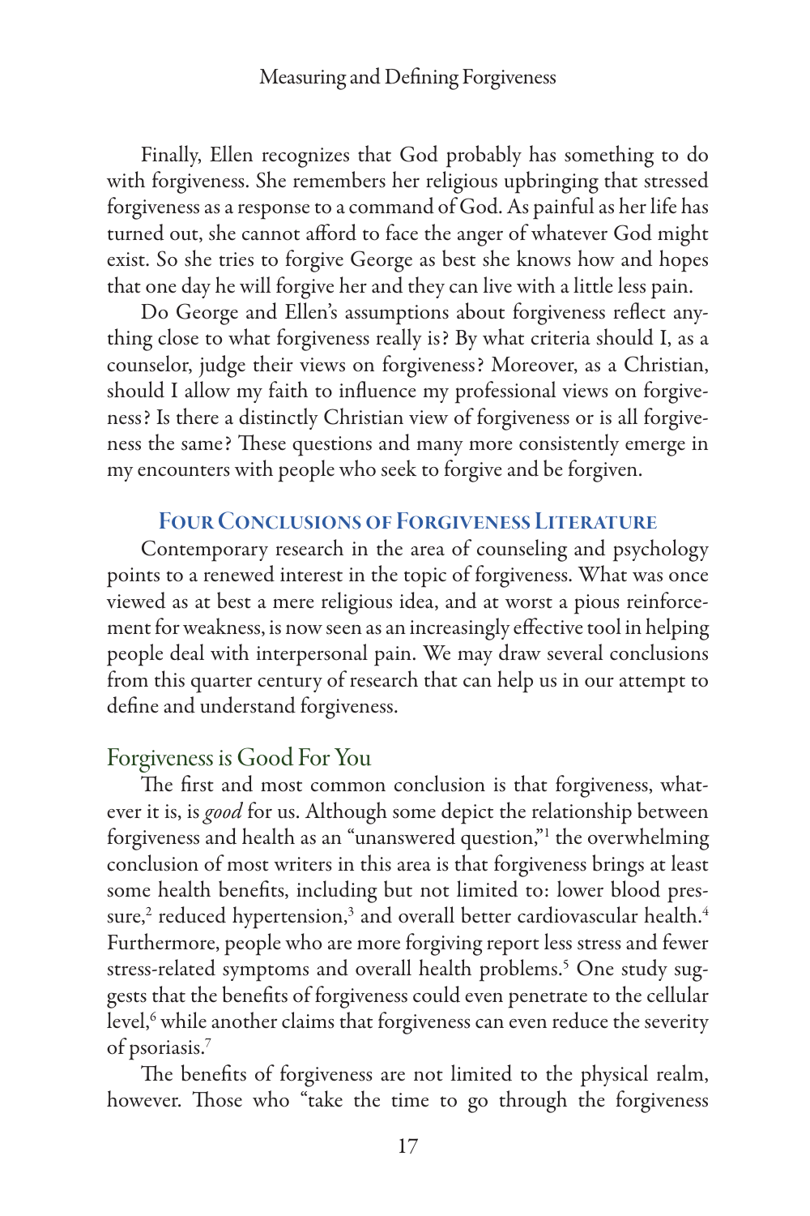Finally, Ellen recognizes that God probably has something to do with forgiveness. She remembers her religious upbringing that stressed forgiveness as a response to a command of God. As painful as her life has turned out, she cannot afford to face the anger of whatever God might exist. So she tries to forgive George as best she knows how and hopes that one day he will forgive her and they can live with a little less pain.

Do George and Ellen's assumptions about forgiveness reflect anything close to what forgiveness really is? By what criteria should I, as a counselor, judge their views on forgiveness? Moreover, as a Christian, should I allow my faith to influence my professional views on forgiveness? Is there a distinctly Christian view of forgiveness or is all forgiveness the same? These questions and many more consistently emerge in my encounters with people who seek to forgive and be forgiven.

## Four Conclusions of Forgiveness Literature

Contemporary research in the area of counseling and psychology points to a renewed interest in the topic of forgiveness. What was once viewed as at best a mere religious idea, and at worst a pious reinforcement for weakness, is now seen as an increasingly effective tool in helping people deal with interpersonal pain. We may draw several conclusions from this quarter century of research that can help us in our attempt to define and understand forgiveness.

### Forgiveness is Good For You

The first and most common conclusion is that forgiveness, whatever it is, is *good* for us. Although some depict the relationship between forgiveness and health as an "unanswered question,"[1] the overwhelming conclusion of most writers in this area is that forgiveness brings at least some health benefits, including but not limited to: lower blood pressure,[2] reduced hypertension,[3] and overall better cardiovascular health.[4] Furthermore, people who are more forgiving report less stress and fewer stress-related symptoms and overall health problems.[5] One study suggests that the benefits of forgiveness could even penetrate to the cellular level,[6] while another claims that forgiveness can even reduce the severity of psoriasis.[7]

The benefits of forgiveness are not limited to the physical realm, however. Those who "take the time to go through the forgiveness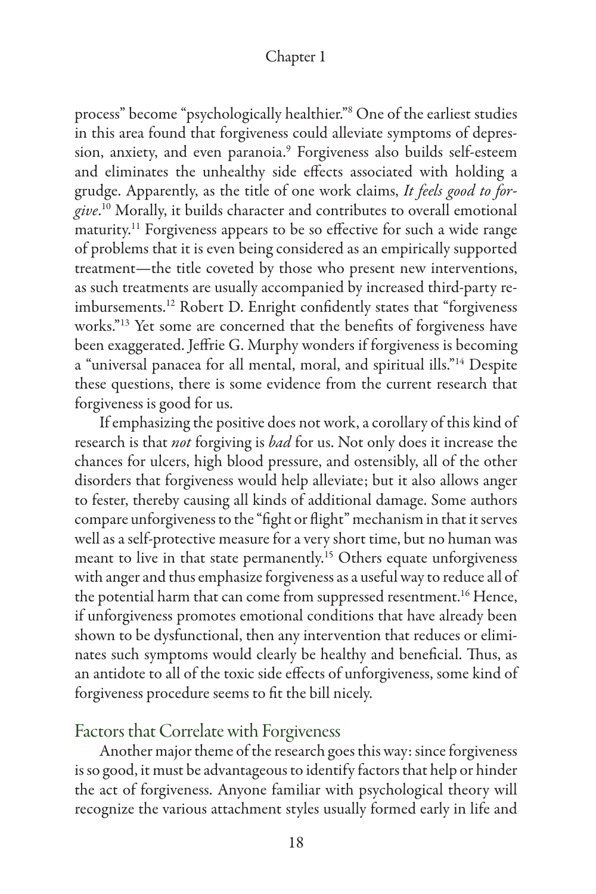process" become "psychologically healthier."[8] One of the earliest studies in this area found that forgiveness could alleviate symptoms of depression, anxiety, and even paranoia.[9] Forgiveness also builds self-esteem and eliminates the unhealthy side effects associated with holding a grudge. Apparently, as the title of one work claims, *It feels good to forgive*.[10] Morally, it builds character and contributes to overall emotional maturity.[11] Forgiveness appears to be so effective for such a wide range of problems that it is even being considered as an empirically supported treatment—the title coveted by those who present new interventions, as such treatments are usually accompanied by increased third-party reimbursements.[12] Robert D. Enright confidently states that "forgiveness works."[13] Yet some are concerned that the benefits of forgiveness have been exaggerated. Jeffrie G. Murphy wonders if forgiveness is becoming a "universal panacea for all mental, moral, and spiritual ills."[14] Despite these questions, there is some evidence from the current research that forgiveness is good for us.

If emphasizing the positive does not work, a corollary of this kind of research is that *not* forgiving is *bad* for us. Not only does it increase the chances for ulcers, high blood pressure, and ostensibly, all of the other disorders that forgiveness would help alleviate; but it also allows anger to fester, thereby causing all kinds of additional damage. Some authors compare unforgiveness to the "fight or flight" mechanism in that it serves well as a self-protective measure for a very short time, but no human was meant to live in that state permanently.[15] Others equate unforgiveness with anger and thus emphasize forgiveness as a useful way to reduce all of the potential harm that can come from suppressed resentment.[16] Hence, if unforgiveness promotes emotional conditions that have already been shown to be dysfunctional, then any intervention that reduces or eliminates such symptoms would clearly be healthy and beneficial. Thus, as an antidote to all of the toxic side effects of unforgiveness, some kind of forgiveness procedure seems to fit the bill nicely.

## Factors that Correlate with Forgiveness

Another major theme of the research goes this way: since forgiveness is so good, it must be advantageous to identify factors that help or hinder the act of forgiveness. Anyone familiar with psychological theory will recognize the various attachment styles usually formed early in life and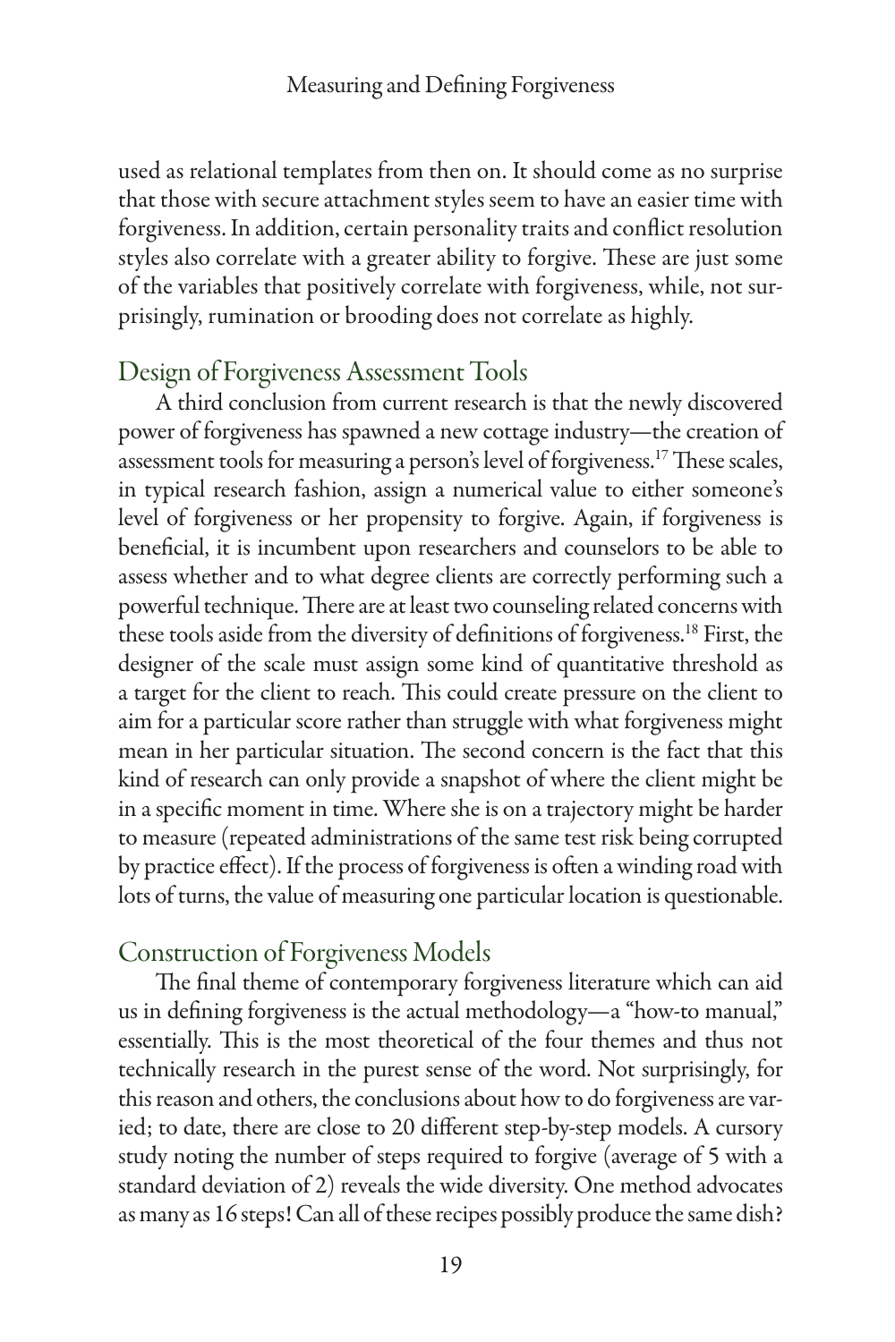used as relational templates from then on. It should come as no surprise that those with secure attachment styles seem to have an easier time with forgiveness. In addition, certain personality traits and conflict resolution styles also correlate with a greater ability to forgive. These are just some of the variables that positively correlate with forgiveness, while, not surprisingly, rumination or brooding does not correlate as highly.

## Design of Forgiveness Assessment Tools

A third conclusion from current research is that the newly discovered power of forgiveness has spawned a new cottage industry—the creation of assessment tools for measuring a person's level of forgiveness.[17] These scales, in typical research fashion, assign a numerical value to either someone's level of forgiveness or her propensity to forgive. Again, if forgiveness is beneficial, it is incumbent upon researchers and counselors to be able to assess whether and to what degree clients are correctly performing such a powerful technique. There are at least two counseling related concerns with these tools aside from the diversity of definitions of forgiveness.[18] First, the designer of the scale must assign some kind of quantitative threshold as a target for the client to reach. This could create pressure on the client to aim for a particular score rather than struggle with what forgiveness might mean in her particular situation. The second concern is the fact that this kind of research can only provide a snapshot of where the client might be in a specific moment in time. Where she is on a trajectory might be harder to measure (repeated administrations of the same test risk being corrupted by practice effect). If the process of forgiveness is often a winding road with lots of turns, the value of measuring one particular location is questionable.

## Construction of Forgiveness Models

The final theme of contemporary forgiveness literature which can aid us in defining forgiveness is the actual methodology—a "how-to manual," essentially. This is the most theoretical of the four themes and thus not technically research in the purest sense of the word. Not surprisingly, for this reason and others, the conclusions about how to do forgiveness are varied; to date, there are close to 20 different step-by-step models. A cursory study noting the number of steps required to forgive (average of 5 with a standard deviation of 2) reveals the wide diversity. One method advocates as many as 16 steps! Can all of these recipes possibly produce the same dish?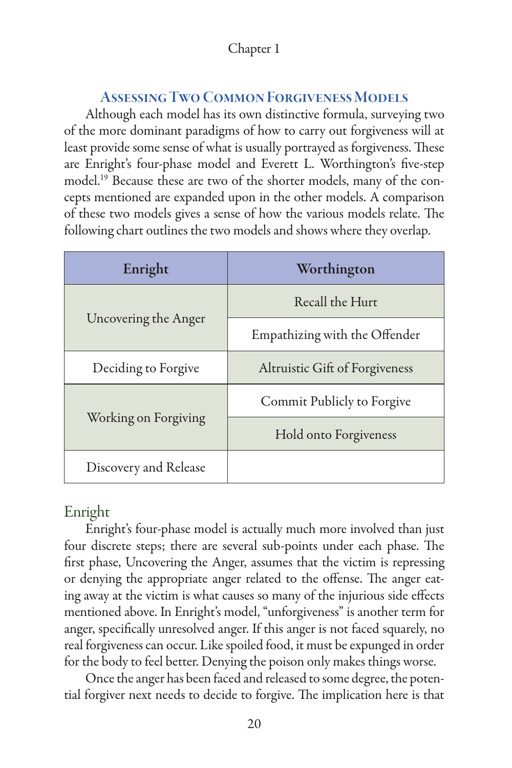## Assessing Two Common Forgiveness Models

Although each model has its own distinctive formula, surveying two of the more dominant paradigms of how to carry out forgiveness will at least provide some sense of what is usually portrayed as forgiveness. These are Enright's four-phase model and Everett L. Worthington's five-step model.[19] Because these are two of the shorter models, many of the concepts mentioned are expanded upon in the other models. A comparison of these two models gives a sense of how the various models relate. The following chart outlines the two models and shows where they overlap.

| Enright | Worthington |
|---|---|
| Uncovering the Anger | Recall the Hurt |
| | Empathizing with the Offender |
| Deciding to Forgive | Altruistic Gift of Forgiveness |
| Working on Forgiving | Commit Publicly to Forgive |
| | Hold onto Forgiveness |
| Discovery and Release | |

### Enright

Enright's four-phase model is actually much more involved than just four discrete steps; there are several sub-points under each phase. The first phase, Uncovering the Anger, assumes that the victim is repressing or denying the appropriate anger related to the offense. The anger eating away at the victim is what causes so many of the injurious side effects mentioned above. In Enright's model, "unforgiveness" is another term for anger, specifically unresolved anger. If this anger is not faced squarely, no real forgiveness can occur. Like spoiled food, it must be expunged in order for the body to feel better. Denying the poison only makes things worse.

Once the anger has been faced and released to some degree, the potential forgiver next needs to decide to forgive. The implication here is that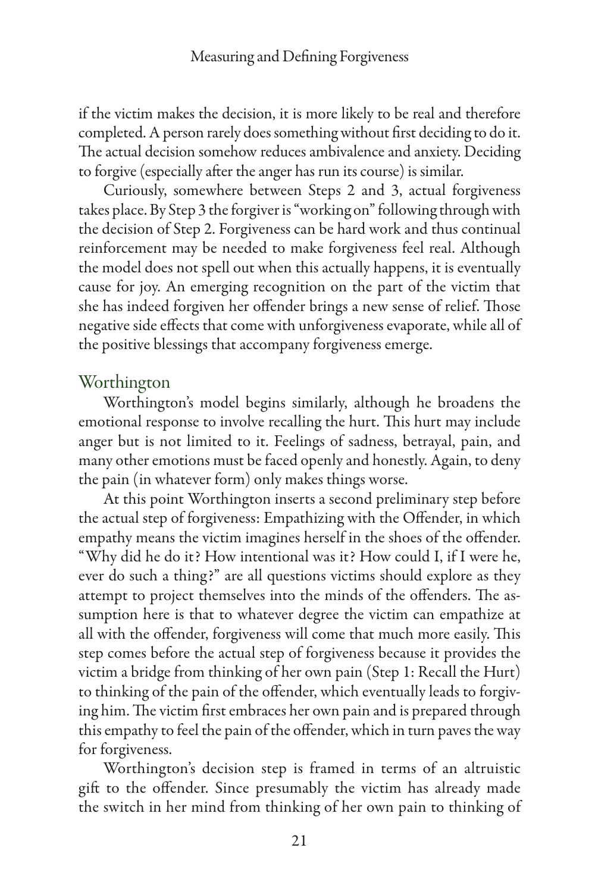if the victim makes the decision, it is more likely to be real and therefore completed. A person rarely does something without first deciding to do it. The actual decision somehow reduces ambivalence and anxiety. Deciding to forgive (especially after the anger has run its course) is similar.

Curiously, somewhere between Steps 2 and 3, actual forgiveness takes place. By Step 3 the forgiver is "working on" following through with the decision of Step 2. Forgiveness can be hard work and thus continual reinforcement may be needed to make forgiveness feel real. Although the model does not spell out when this actually happens, it is eventually cause for joy. An emerging recognition on the part of the victim that she has indeed forgiven her offender brings a new sense of relief. Those negative side effects that come with unforgiveness evaporate, while all of the positive blessings that accompany forgiveness emerge.

## Worthington

Worthington's model begins similarly, although he broadens the emotional response to involve recalling the hurt. This hurt may include anger but is not limited to it. Feelings of sadness, betrayal, pain, and many other emotions must be faced openly and honestly. Again, to deny the pain (in whatever form) only makes things worse.

At this point Worthington inserts a second preliminary step before the actual step of forgiveness: Empathizing with the Offender, in which empathy means the victim imagines herself in the shoes of the offender. "Why did he do it? How intentional was it? How could I, if I were he, ever do such a thing?" are all questions victims should explore as they attempt to project themselves into the minds of the offenders. The assumption here is that to whatever degree the victim can empathize at all with the offender, forgiveness will come that much more easily. This step comes before the actual step of forgiveness because it provides the victim a bridge from thinking of her own pain (Step 1: Recall the Hurt) to thinking of the pain of the offender, which eventually leads to forgiving him. The victim first embraces her own pain and is prepared through this empathy to feel the pain of the offender, which in turn paves the way for forgiveness.

Worthington's decision step is framed in terms of an altruistic gift to the offender. Since presumably the victim has already made the switch in her mind from thinking of her own pain to thinking of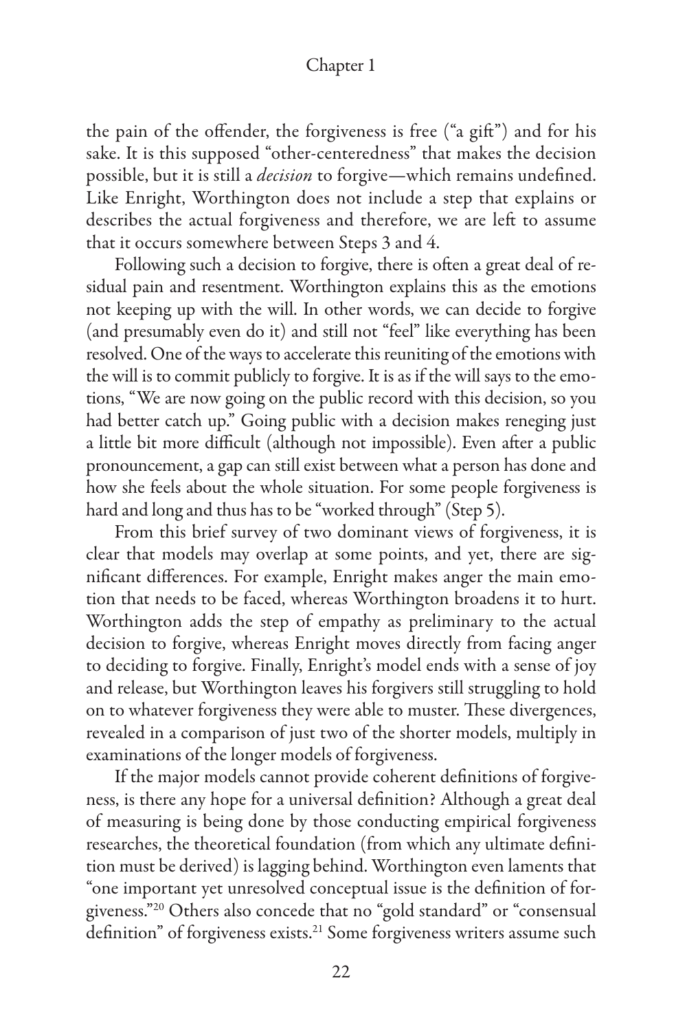the pain of the offender, the forgiveness is free ("a gift") and for his sake. It is this supposed "other-centeredness" that makes the decision possible, but it is still a *decision* to forgive—which remains undefined. Like Enright, Worthington does not include a step that explains or describes the actual forgiveness and therefore, we are left to assume that it occurs somewhere between Steps 3 and 4.

Following such a decision to forgive, there is often a great deal of residual pain and resentment. Worthington explains this as the emotions not keeping up with the will. In other words, we can decide to forgive (and presumably even do it) and still not "feel" like everything has been resolved. One of the ways to accelerate this reuniting of the emotions with the will is to commit publicly to forgive. It is as if the will says to the emotions, "We are now going on the public record with this decision, so you had better catch up." Going public with a decision makes reneging just a little bit more difficult (although not impossible). Even after a public pronouncement, a gap can still exist between what a person has done and how she feels about the whole situation. For some people forgiveness is hard and long and thus has to be "worked through" (Step 5).

From this brief survey of two dominant views of forgiveness, it is clear that models may overlap at some points, and yet, there are significant differences. For example, Enright makes anger the main emotion that needs to be faced, whereas Worthington broadens it to hurt. Worthington adds the step of empathy as preliminary to the actual decision to forgive, whereas Enright moves directly from facing anger to deciding to forgive. Finally, Enright's model ends with a sense of joy and release, but Worthington leaves his forgivers still struggling to hold on to whatever forgiveness they were able to muster. These divergences, revealed in a comparison of just two of the shorter models, multiply in examinations of the longer models of forgiveness.

If the major models cannot provide coherent definitions of forgiveness, is there any hope for a universal definition? Although a great deal of measuring is being done by those conducting empirical forgiveness researches, the theoretical foundation (from which any ultimate definition must be derived) is lagging behind. Worthington even laments that "one important yet unresolved conceptual issue is the definition of forgiveness."[20] Others also concede that no "gold standard" or "consensual definition" of forgiveness exists.[21] Some forgiveness writers assume such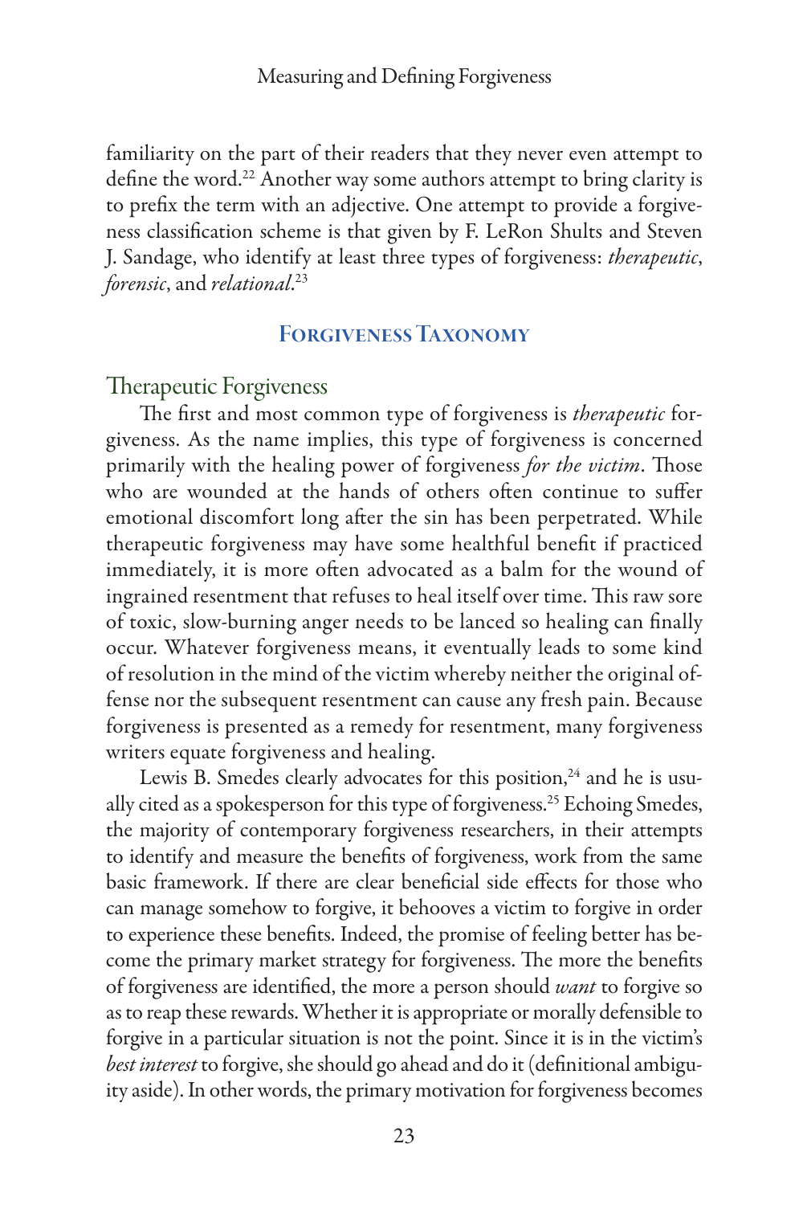familiarity on the part of their readers that they never even attempt to define the word.[22] Another way some authors attempt to bring clarity is to prefix the term with an adjective. One attempt to provide a forgiveness classification scheme is that given by F. LeRon Shults and Steven J. Sandage, who identify at least three types of forgiveness: *therapeutic*, *forensic*, and *relational*.[23]

## Forgiveness Taxonomy

### Therapeutic Forgiveness

The first and most common type of forgiveness is *therapeutic* forgiveness. As the name implies, this type of forgiveness is concerned primarily with the healing power of forgiveness *for the victim*. Those who are wounded at the hands of others often continue to suffer emotional discomfort long after the sin has been perpetrated. While therapeutic forgiveness may have some healthful benefit if practiced immediately, it is more often advocated as a balm for the wound of ingrained resentment that refuses to heal itself over time. This raw sore of toxic, slow-burning anger needs to be lanced so healing can finally occur. Whatever forgiveness means, it eventually leads to some kind of resolution in the mind of the victim whereby neither the original offense nor the subsequent resentment can cause any fresh pain. Because forgiveness is presented as a remedy for resentment, many forgiveness writers equate forgiveness and healing.

Lewis B. Smedes clearly advocates for this position,[24] and he is usually cited as a spokesperson for this type of forgiveness.[25] Echoing Smedes, the majority of contemporary forgiveness researchers, in their attempts to identify and measure the benefits of forgiveness, work from the same basic framework. If there are clear beneficial side effects for those who can manage somehow to forgive, it behooves a victim to forgive in order to experience these benefits. Indeed, the promise of feeling better has become the primary market strategy for forgiveness. The more the benefits of forgiveness are identified, the more a person should *want* to forgive so as to reap these rewards. Whether it is appropriate or morally defensible to forgive in a particular situation is not the point. Since it is in the victim's *best interest* to forgive, she should go ahead and do it (definitional ambiguity aside). In other words, the primary motivation for forgiveness becomes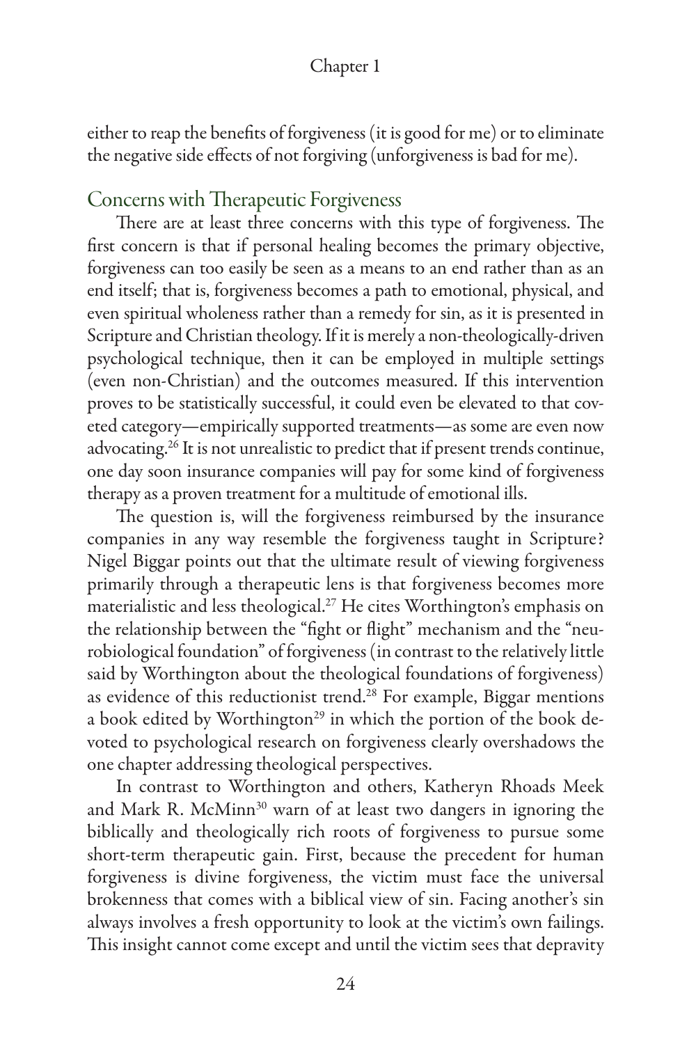either to reap the benefits of forgiveness (it is good for me) or to eliminate the negative side effects of not forgiving (unforgiveness is bad for me).

## Concerns with Therapeutic Forgiveness

There are at least three concerns with this type of forgiveness. The first concern is that if personal healing becomes the primary objective, forgiveness can too easily be seen as a means to an end rather than as an end itself; that is, forgiveness becomes a path to emotional, physical, and even spiritual wholeness rather than a remedy for sin, as it is presented in Scripture and Christian theology. If it is merely a non-theologically-driven psychological technique, then it can be employed in multiple settings (even non-Christian) and the outcomes measured. If this intervention proves to be statistically successful, it could even be elevated to that coveted category—empirically supported treatments—as some are even now advocating.[26] It is not unrealistic to predict that if present trends continue, one day soon insurance companies will pay for some kind of forgiveness therapy as a proven treatment for a multitude of emotional ills.

The question is, will the forgiveness reimbursed by the insurance companies in any way resemble the forgiveness taught in Scripture? Nigel Biggar points out that the ultimate result of viewing forgiveness primarily through a therapeutic lens is that forgiveness becomes more materialistic and less theological.[27] He cites Worthington's emphasis on the relationship between the "fight or flight" mechanism and the "neurobiological foundation" of forgiveness (in contrast to the relatively little said by Worthington about the theological foundations of forgiveness) as evidence of this reductionist trend.[28] For example, Biggar mentions a book edited by Worthington[29] in which the portion of the book devoted to psychological research on forgiveness clearly overshadows the one chapter addressing theological perspectives.

In contrast to Worthington and others, Katheryn Rhoads Meek and Mark R. McMinn[30] warn of at least two dangers in ignoring the biblically and theologically rich roots of forgiveness to pursue some short-term therapeutic gain. First, because the precedent for human forgiveness is divine forgiveness, the victim must face the universal brokenness that comes with a biblical view of sin. Facing another's sin always involves a fresh opportunity to look at the victim's own failings. This insight cannot come except and until the victim sees that depravity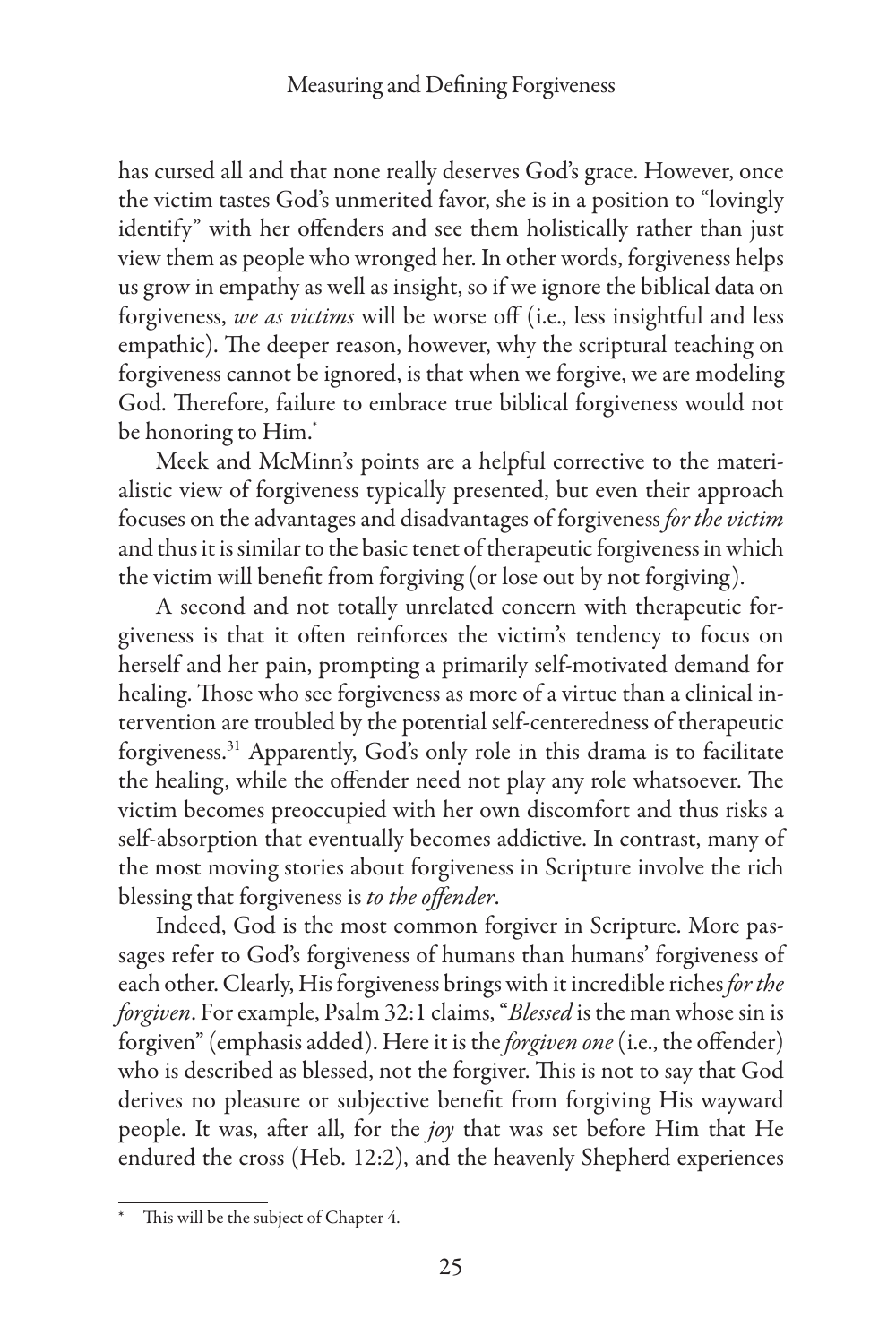has cursed all and that none really deserves God's grace. However, once the victim tastes God's unmerited favor, she is in a position to "lovingly identify" with her offenders and see them holistically rather than just view them as people who wronged her. In other words, forgiveness helps us grow in empathy as well as insight, so if we ignore the biblical data on forgiveness, *we as victims* will be worse off (i.e., less insightful and less empathic). The deeper reason, however, why the scriptural teaching on forgiveness cannot be ignored, is that when we forgive, we are modeling God. Therefore, failure to embrace true biblical forgiveness would not be honoring to Him.*

Meek and McMinn's points are a helpful corrective to the materialistic view of forgiveness typically presented, but even their approach focuses on the advantages and disadvantages of forgiveness *for the victim* and thus it is similar to the basic tenet of therapeutic forgiveness in which the victim will benefit from forgiving (or lose out by not forgiving).

A second and not totally unrelated concern with therapeutic forgiveness is that it often reinforces the victim's tendency to focus on herself and her pain, prompting a primarily self-motivated demand for healing. Those who see forgiveness as more of a virtue than a clinical intervention are troubled by the potential self-centeredness of therapeutic forgiveness.[31] Apparently, God's only role in this drama is to facilitate the healing, while the offender need not play any role whatsoever. The victim becomes preoccupied with her own discomfort and thus risks a self-absorption that eventually becomes addictive. In contrast, many of the most moving stories about forgiveness in Scripture involve the rich blessing that forgiveness is *to the offender*.

Indeed, God is the most common forgiver in Scripture. More passages refer to God's forgiveness of humans than humans' forgiveness of each other. Clearly, His forgiveness brings with it incredible riches *for the forgiven*. For example, Psalm 32:1 claims, "*Blessed* is the man whose sin is forgiven" (emphasis added). Here it is the *forgiven one* (i.e., the offender) who is described as blessed, not the forgiver. This is not to say that God derives no pleasure or subjective benefit from forgiving His wayward people. It was, after all, for the *joy* that was set before Him that He endured the cross (Heb. 12:2), and the heavenly Shepherd experiences

---

* This will be the subject of Chapter 4.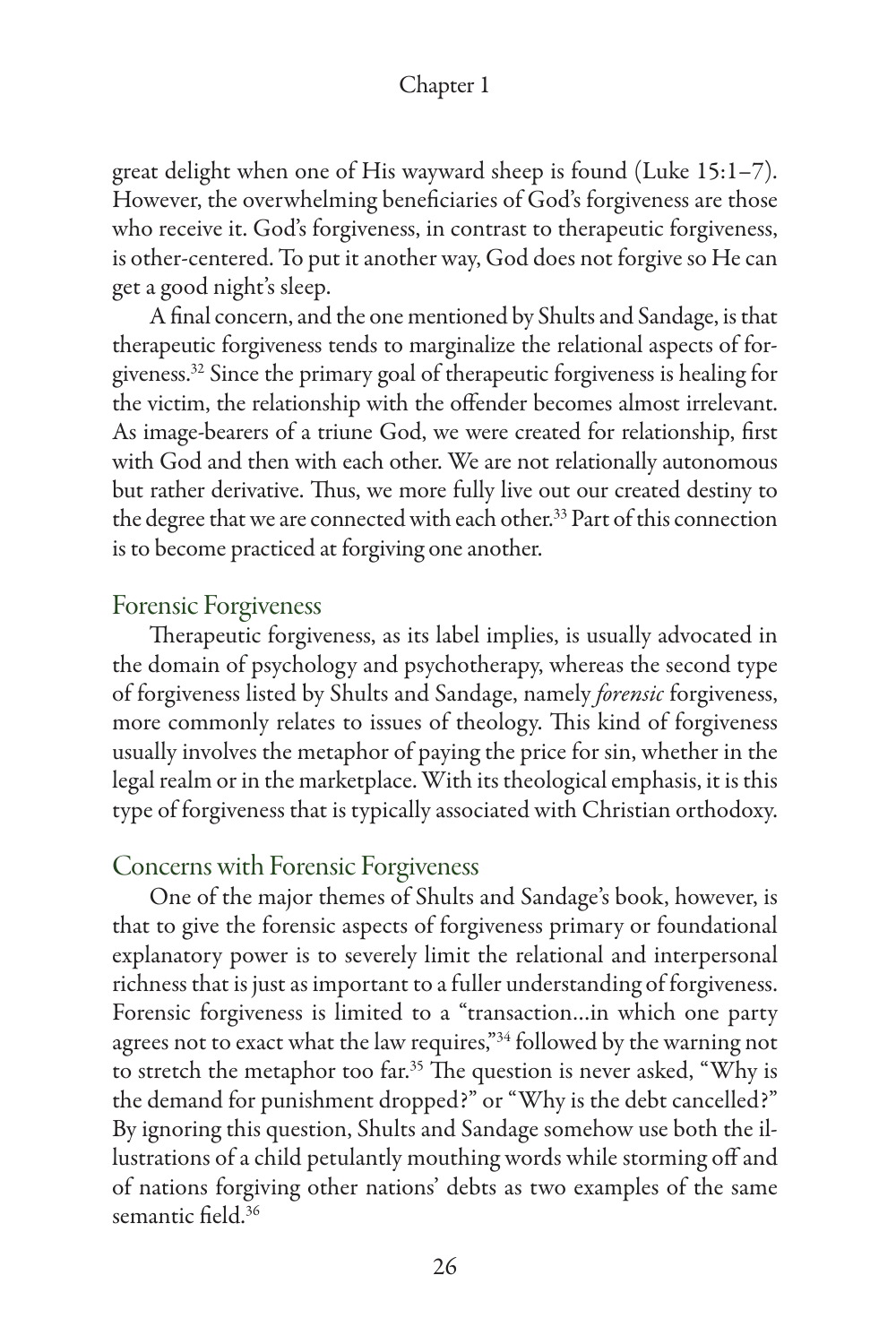great delight when one of His wayward sheep is found (Luke 15:1–7). However, the overwhelming beneficiaries of God's forgiveness are those who receive it. God's forgiveness, in contrast to therapeutic forgiveness, is other-centered. To put it another way, God does not forgive so He can get a good night's sleep.

A final concern, and the one mentioned by Shults and Sandage, is that therapeutic forgiveness tends to marginalize the relational aspects of forgiveness.[32] Since the primary goal of therapeutic forgiveness is healing for the victim, the relationship with the offender becomes almost irrelevant. As image-bearers of a triune God, we were created for relationship, first with God and then with each other. We are not relationally autonomous but rather derivative. Thus, we more fully live out our created destiny to the degree that we are connected with each other.[33] Part of this connection is to become practiced at forgiving one another.

## Forensic Forgiveness

Therapeutic forgiveness, as its label implies, is usually advocated in the domain of psychology and psychotherapy, whereas the second type of forgiveness listed by Shults and Sandage, namely *forensic* forgiveness, more commonly relates to issues of theology. This kind of forgiveness usually involves the metaphor of paying the price for sin, whether in the legal realm or in the marketplace. With its theological emphasis, it is this type of forgiveness that is typically associated with Christian orthodoxy.

## Concerns with Forensic Forgiveness

One of the major themes of Shults and Sandage's book, however, is that to give the forensic aspects of forgiveness primary or foundational explanatory power is to severely limit the relational and interpersonal richness that is just as important to a fuller understanding of forgiveness. Forensic forgiveness is limited to a "transaction…in which one party agrees not to exact what the law requires,"[34] followed by the warning not to stretch the metaphor too far.[35] The question is never asked, "Why is the demand for punishment dropped?" or "Why is the debt cancelled?" By ignoring this question, Shults and Sandage somehow use both the illustrations of a child petulantly mouthing words while storming off and of nations forgiving other nations' debts as two examples of the same semantic field.[36]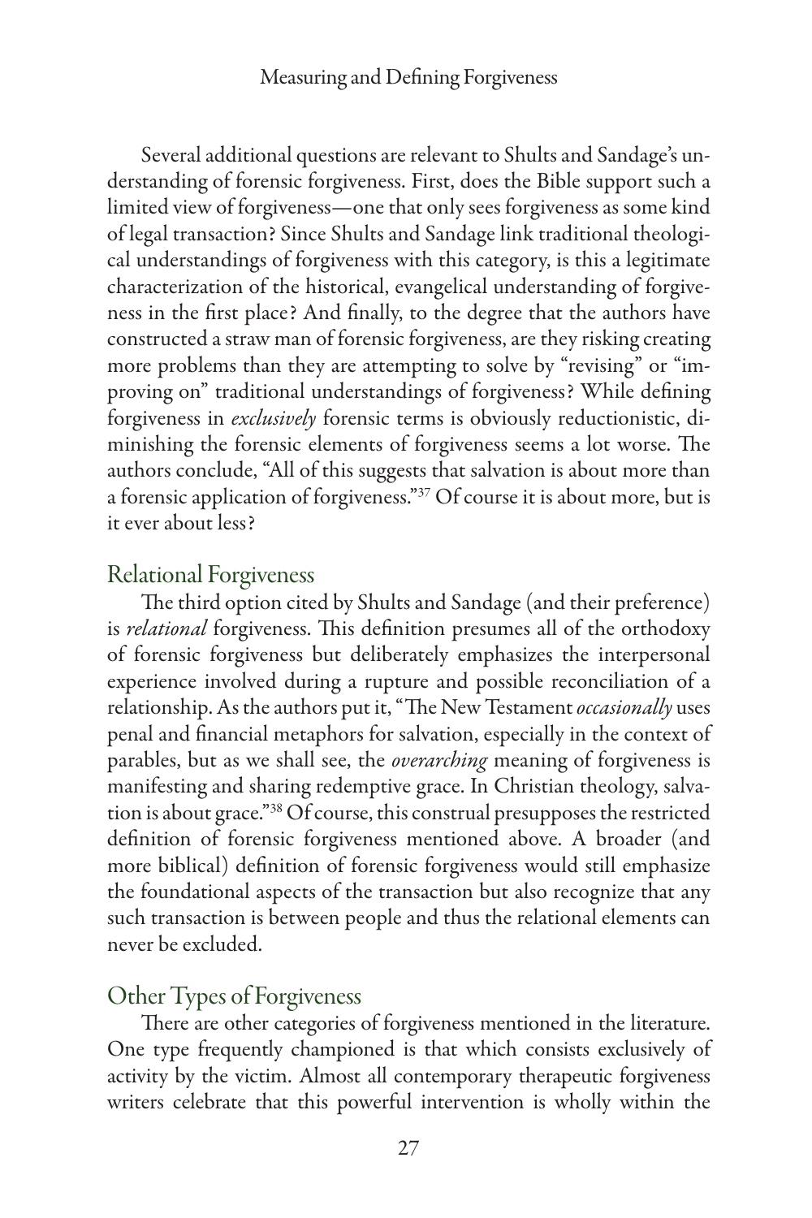Several additional questions are relevant to Shults and Sandage's understanding of forensic forgiveness. First, does the Bible support such a limited view of forgiveness—one that only sees forgiveness as some kind of legal transaction? Since Shults and Sandage link traditional theological understandings of forgiveness with this category, is this a legitimate characterization of the historical, evangelical understanding of forgiveness in the first place? And finally, to the degree that the authors have constructed a straw man of forensic forgiveness, are they risking creating more problems than they are attempting to solve by "revising" or "improving on" traditional understandings of forgiveness? While defining forgiveness in *exclusively* forensic terms is obviously reductionistic, diminishing the forensic elements of forgiveness seems a lot worse. The authors conclude, "All of this suggests that salvation is about more than a forensic application of forgiveness."[37] Of course it is about more, but is it ever about less?

## Relational Forgiveness

The third option cited by Shults and Sandage (and their preference) is *relational* forgiveness. This definition presumes all of the orthodoxy of forensic forgiveness but deliberately emphasizes the interpersonal experience involved during a rupture and possible reconciliation of a relationship. As the authors put it, "The New Testament *occasionally* uses penal and financial metaphors for salvation, especially in the context of parables, but as we shall see, the *overarching* meaning of forgiveness is manifesting and sharing redemptive grace. In Christian theology, salvation is about grace."[38] Of course, this construal presupposes the restricted definition of forensic forgiveness mentioned above. A broader (and more biblical) definition of forensic forgiveness would still emphasize the foundational aspects of the transaction but also recognize that any such transaction is between people and thus the relational elements can never be excluded.

## Other Types of Forgiveness

There are other categories of forgiveness mentioned in the literature. One type frequently championed is that which consists exclusively of activity by the victim. Almost all contemporary therapeutic forgiveness writers celebrate that this powerful intervention is wholly within the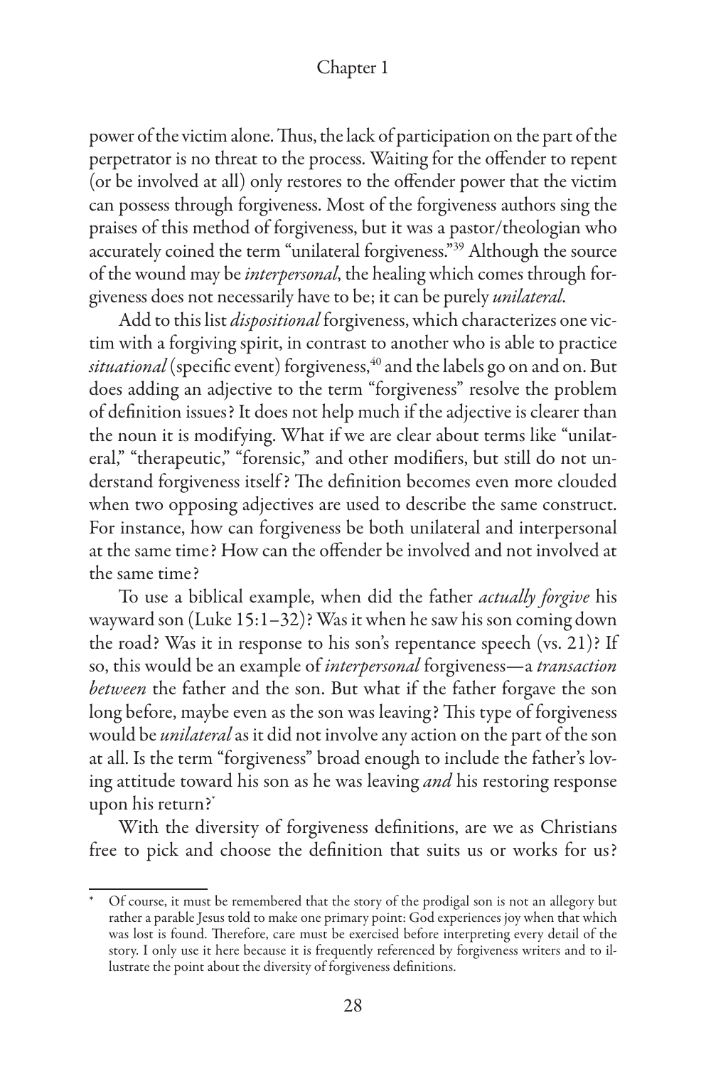power of the victim alone. Thus, the lack of participation on the part of the perpetrator is no threat to the process. Waiting for the offender to repent (or be involved at all) only restores to the offender power that the victim can possess through forgiveness. Most of the forgiveness authors sing the praises of this method of forgiveness, but it was a pastor/theologian who accurately coined the term "unilateral forgiveness."[39] Although the source of the wound may be *interpersonal*, the healing which comes through forgiveness does not necessarily have to be; it can be purely *unilateral*.

Add to this list *dispositional* forgiveness, which characterizes one victim with a forgiving spirit, in contrast to another who is able to practice *situational* (specific event) forgiveness,[40] and the labels go on and on. But does adding an adjective to the term "forgiveness" resolve the problem of definition issues? It does not help much if the adjective is clearer than the noun it is modifying. What if we are clear about terms like "unilateral," "therapeutic," "forensic," and other modifiers, but still do not understand forgiveness itself? The definition becomes even more clouded when two opposing adjectives are used to describe the same construct. For instance, how can forgiveness be both unilateral and interpersonal at the same time? How can the offender be involved and not involved at the same time?

To use a biblical example, when did the father *actually forgive* his wayward son (Luke 15:1–32)? Was it when he saw his son coming down the road? Was it in response to his son's repentance speech (vs. 21)? If so, this would be an example of *interpersonal* forgiveness—a *transaction between* the father and the son. But what if the father forgave the son long before, maybe even as the son was leaving? This type of forgiveness would be *unilateral* as it did not involve any action on the part of the son at all. Is the term "forgiveness" broad enough to include the father's loving attitude toward his son as he was leaving *and* his restoring response upon his return?*

With the diversity of forgiveness definitions, are we as Christians free to pick and choose the definition that suits us or works for us?

---

\* Of course, it must be remembered that the story of the prodigal son is not an allegory but rather a parable Jesus told to make one primary point: God experiences joy when that which was lost is found. Therefore, care must be exercised before interpreting every detail of the story. I only use it here because it is frequently referenced by forgiveness writers and to illustrate the point about the diversity of forgiveness definitions.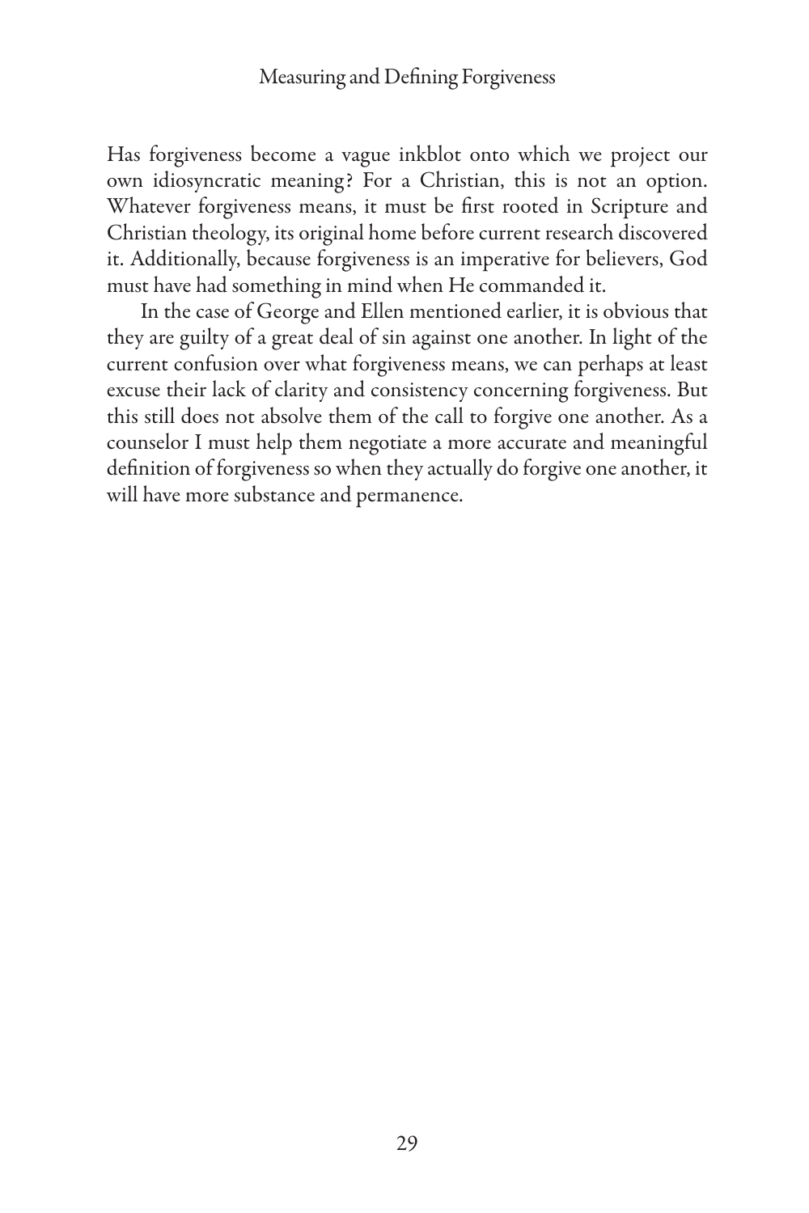Has forgiveness become a vague inkblot onto which we project our own idiosyncratic meaning? For a Christian, this is not an option. Whatever forgiveness means, it must be first rooted in Scripture and Christian theology, its original home before current research discovered it. Additionally, because forgiveness is an imperative for believers, God must have had something in mind when He commanded it.

In the case of George and Ellen mentioned earlier, it is obvious that they are guilty of a great deal of sin against one another. In light of the current confusion over what forgiveness means, we can perhaps at least excuse their lack of clarity and consistency concerning forgiveness. But this still does not absolve them of the call to forgive one another. As a counselor I must help them negotiate a more accurate and meaningful definition of forgiveness so when they actually do forgive one another, it will have more substance and permanence.